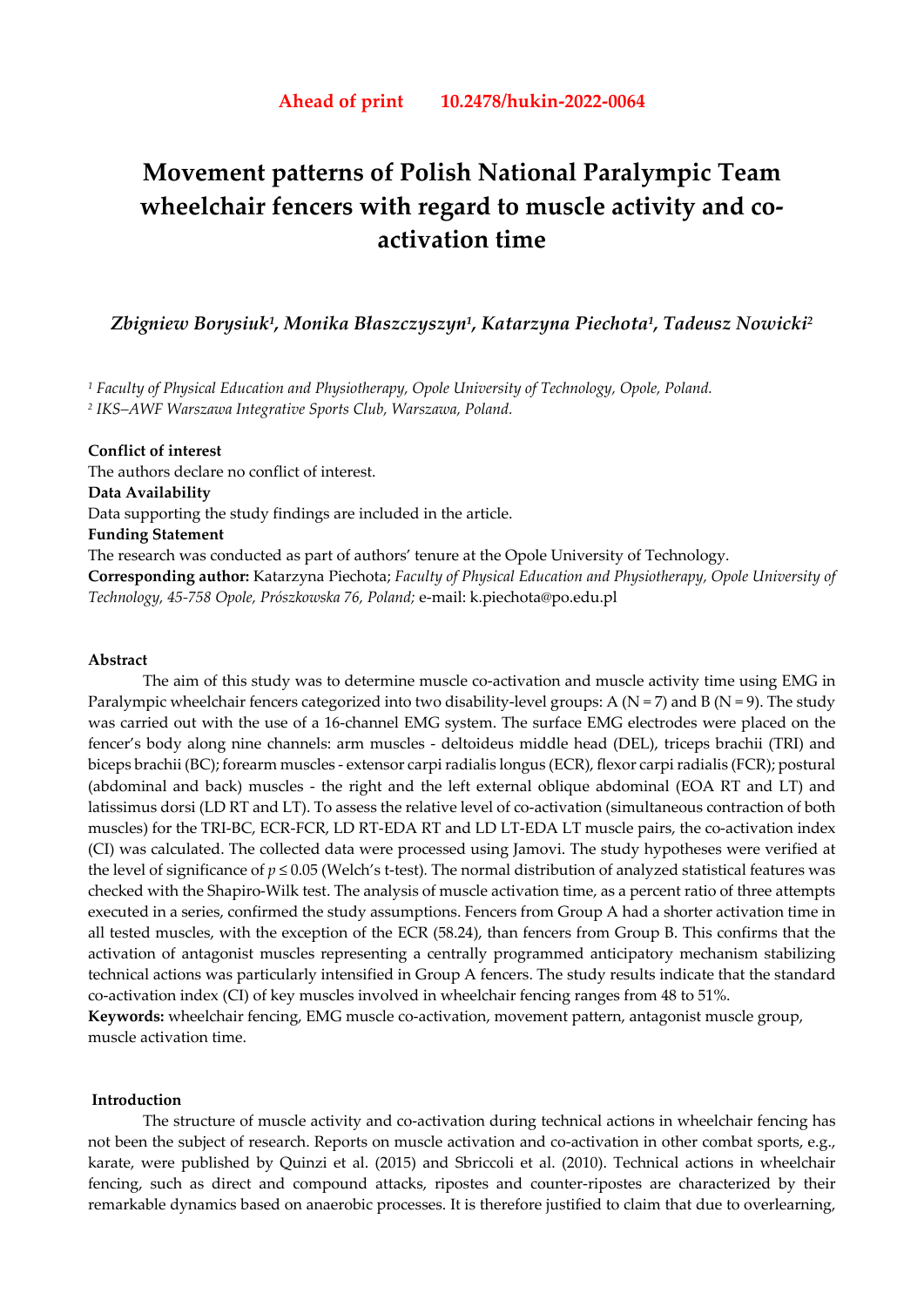**Ahead of print 10.2478/hukin-2022-0064**

# Movement patterns of Polish National Paralympic Team wheelchair fencers with regard to muscle activity and co-activation time

***Zbigniew Borysiuk[1], Monika Błaszczyszyn[1], Katarzyna Piechota[1], Tadeusz Nowicki[2]***

[1] *Faculty of Physical Education and Physiotherapy, Opole University of Technology, Opole, Poland.*
[2] *IKS–AWF Warszawa Integrative Sports Club, Warszawa, Poland.*

**Conflict of interest**
The authors declare no conflict of interest.
**Data Availability**
Data supporting the study findings are included in the article.
**Funding Statement**
The research was conducted as part of authors' tenure at the Opole University of Technology.
**Corresponding author:** Katarzyna Piechota; *Faculty of Physical Education and Physiotherapy, Opole University of Technology, 45-758 Opole, Prószkowska 76, Poland;* e-mail: k.piechota@po.edu.pl

**Abstract**

The aim of this study was to determine muscle co-activation and muscle activity time using EMG in Paralympic wheelchair fencers categorized into two disability-level groups: A (N = 7) and B (N = 9). The study was carried out with the use of a 16-channel EMG system. The surface EMG electrodes were placed on the fencer's body along nine channels: arm muscles - deltoideus middle head (DEL), triceps brachii (TRI) and biceps brachii (BC); forearm muscles - extensor carpi radialis longus (ECR), flexor carpi radialis (FCR); postural (abdominal and back) muscles - the right and the left external oblique abdominal (EOA RT and LT) and latissimus dorsi (LD RT and LT). To assess the relative level of co-activation (simultaneous contraction of both muscles) for the TRI-BC, ECR-FCR, LD RT-EDA RT and LD LT-EDA LT muscle pairs, the co-activation index (CI) was calculated. The collected data were processed using Jamovi. The study hypotheses were verified at the level of significance of $p \leq 0.05$ (Welch's t-test). The normal distribution of analyzed statistical features was checked with the Shapiro-Wilk test. The analysis of muscle activation time, as a percent ratio of three attempts executed in a series, confirmed the study assumptions. Fencers from Group A had a shorter activation time in all tested muscles, with the exception of the ECR (58.24), than fencers from Group B. This confirms that the activation of antagonist muscles representing a centrally programmed anticipatory mechanism stabilizing technical actions was particularly intensified in Group A fencers. The study results indicate that the standard co-activation index (CI) of key muscles involved in wheelchair fencing ranges from 48 to 51%.
**Keywords:** wheelchair fencing, EMG muscle co-activation, movement pattern, antagonist muscle group, muscle activation time.

## Introduction

The structure of muscle activity and co-activation during technical actions in wheelchair fencing has not been the subject of research. Reports on muscle activation and co-activation in other combat sports, e.g., karate, were published by Quinzi et al. (2015) and Sbriccoli et al. (2010). Technical actions in wheelchair fencing, such as direct and compound attacks, ripostes and counter-ripostes are characterized by their remarkable dynamics based on anaerobic processes. It is therefore justified to claim that due to overlearning,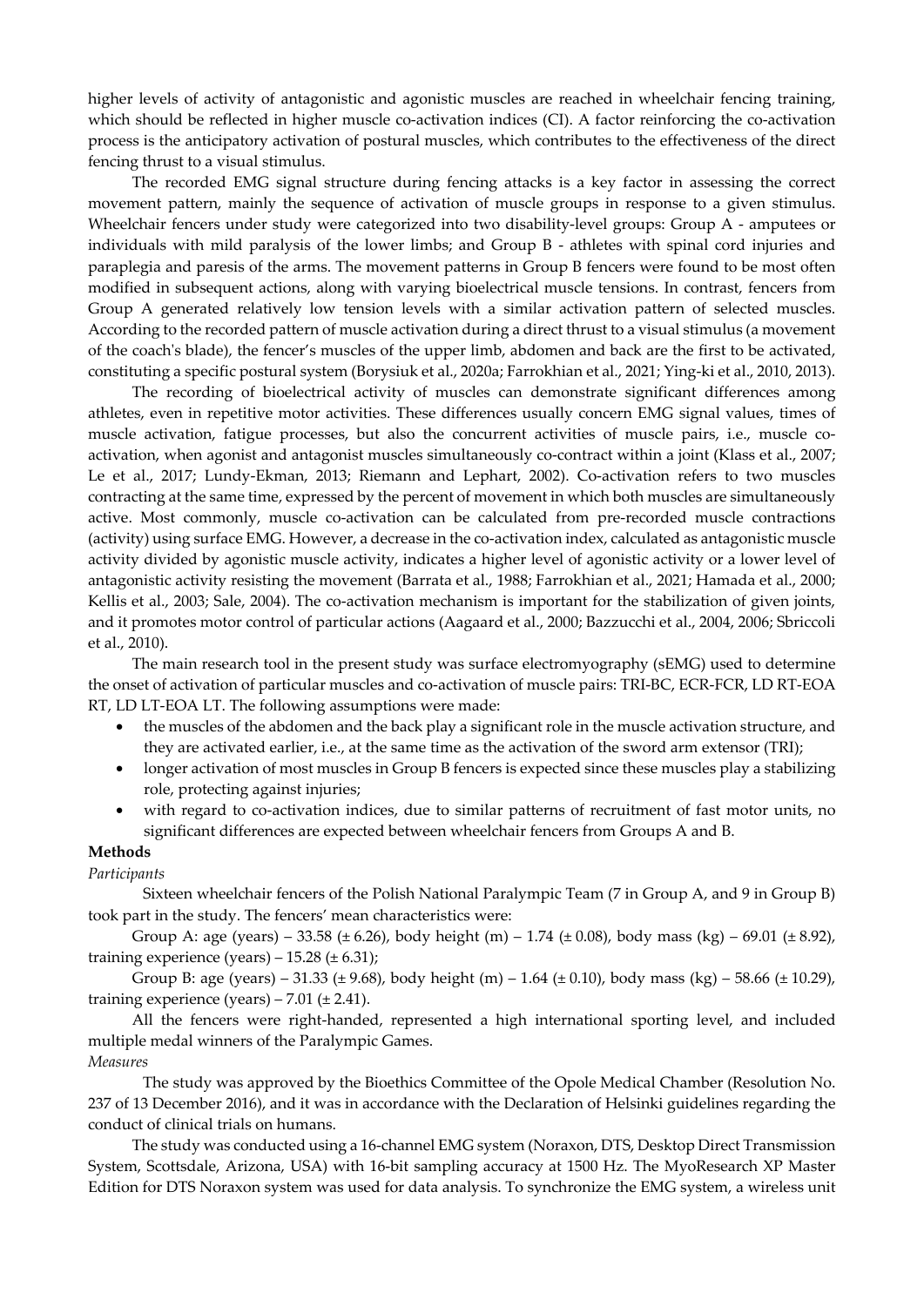higher levels of activity of antagonistic and agonistic muscles are reached in wheelchair fencing training, which should be reflected in higher muscle co-activation indices (CI). A factor reinforcing the co-activation process is the anticipatory activation of postural muscles, which contributes to the effectiveness of the direct fencing thrust to a visual stimulus.

The recorded EMG signal structure during fencing attacks is a key factor in assessing the correct movement pattern, mainly the sequence of activation of muscle groups in response to a given stimulus. Wheelchair fencers under study were categorized into two disability-level groups: Group A - amputees or individuals with mild paralysis of the lower limbs; and Group B - athletes with spinal cord injuries and paraplegia and paresis of the arms. The movement patterns in Group B fencers were found to be most often modified in subsequent actions, along with varying bioelectrical muscle tensions. In contrast, fencers from Group A generated relatively low tension levels with a similar activation pattern of selected muscles. According to the recorded pattern of muscle activation during a direct thrust to a visual stimulus (a movement of the coach's blade), the fencer's muscles of the upper limb, abdomen and back are the first to be activated, constituting a specific postural system (Borysiuk et al., 2020a; Farrokhian et al., 2021; Ying-ki et al., 2010, 2013).

The recording of bioelectrical activity of muscles can demonstrate significant differences among athletes, even in repetitive motor activities. These differences usually concern EMG signal values, times of muscle activation, fatigue processes, but also the concurrent activities of muscle pairs, i.e., muscle co-activation, when agonist and antagonist muscles simultaneously co-contract within a joint (Klass et al., 2007; Le et al., 2017; Lundy-Ekman, 2013; Riemann and Lephart, 2002). Co-activation refers to two muscles contracting at the same time, expressed by the percent of movement in which both muscles are simultaneously active. Most commonly, muscle co-activation can be calculated from pre-recorded muscle contractions (activity) using surface EMG. However, a decrease in the co-activation index, calculated as antagonistic muscle activity divided by agonistic muscle activity, indicates a higher level of agonistic activity or a lower level of antagonistic activity resisting the movement (Barrata et al., 1988; Farrokhian et al., 2021; Hamada et al., 2000; Kellis et al., 2003; Sale, 2004). The co-activation mechanism is important for the stabilization of given joints, and it promotes motor control of particular actions (Aagaard et al., 2000; Bazzucchi et al., 2004, 2006; Sbriccoli et al., 2010).

The main research tool in the present study was surface electromyography (sEMG) used to determine the onset of activation of particular muscles and co-activation of muscle pairs: TRI-BC, ECR-FCR, LD RT-EOA RT, LD LT-EOA LT. The following assumptions were made:

- the muscles of the abdomen and the back play a significant role in the muscle activation structure, and they are activated earlier, i.e., at the same time as the activation of the sword arm extensor (TRI);
- longer activation of most muscles in Group B fencers is expected since these muscles play a stabilizing role, protecting against injuries;
- with regard to co-activation indices, due to similar patterns of recruitment of fast motor units, no significant differences are expected between wheelchair fencers from Groups A and B.

## Methods

*Participants*

Sixteen wheelchair fencers of the Polish National Paralympic Team (7 in Group A, and 9 in Group B) took part in the study. The fencers' mean characteristics were:

Group A: age (years) – 33.58 (± 6.26), body height (m) – 1.74 (± 0.08), body mass (kg) – 69.01 (± 8.92), training experience (years) – 15.28 (± 6.31);

Group B: age (years) – 31.33 (± 9.68), body height (m) – 1.64 (± 0.10), body mass (kg) – 58.66 (± 10.29), training experience (years) – 7.01 (± 2.41).

All the fencers were right-handed, represented a high international sporting level, and included multiple medal winners of the Paralympic Games.

*Measures*

The study was approved by the Bioethics Committee of the Opole Medical Chamber (Resolution No. 237 of 13 December 2016), and it was in accordance with the Declaration of Helsinki guidelines regarding the conduct of clinical trials on humans.

The study was conducted using a 16-channel EMG system (Noraxon, DTS, Desktop Direct Transmission System, Scottsdale, Arizona, USA) with 16-bit sampling accuracy at 1500 Hz. The MyoResearch XP Master Edition for DTS Noraxon system was used for data analysis. To synchronize the EMG system, a wireless unit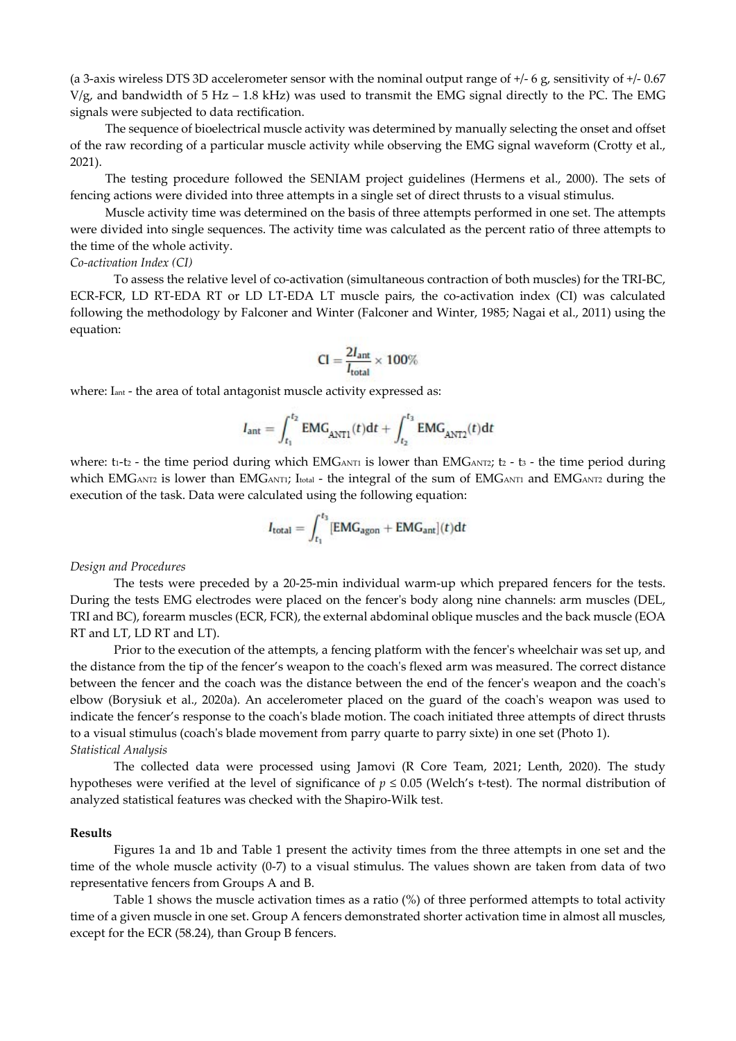(a 3-axis wireless DTS 3D accelerometer sensor with the nominal output range of +/- 6 g, sensitivity of +/- 0.67 V/g, and bandwidth of 5 Hz – 1.8 kHz) was used to transmit the EMG signal directly to the PC. The EMG signals were subjected to data rectification.

The sequence of bioelectrical muscle activity was determined by manually selecting the onset and offset of the raw recording of a particular muscle activity while observing the EMG signal waveform (Crotty et al., 2021).

The testing procedure followed the SENIAM project guidelines (Hermens et al., 2000). The sets of fencing actions were divided into three attempts in a single set of direct thrusts to a visual stimulus.

Muscle activity time was determined on the basis of three attempts performed in one set. The attempts were divided into single sequences. The activity time was calculated as the percent ratio of three attempts to the time of the whole activity.

*Co-activation Index (CI)*

To assess the relative level of co-activation (simultaneous contraction of both muscles) for the TRI-BC, ECR-FCR, LD RT-EDA RT or LD LT-EDA LT muscle pairs, the co-activation index (CI) was calculated following the methodology by Falconer and Winter (Falconer and Winter, 1985; Nagai et al., 2011) using the equation:

$$\mathrm{CI} = \frac{2I_{\mathrm{ant}}}{I_{\mathrm{total}}} \times 100\%$$

where: $I_{ant}$ - the area of total antagonist muscle activity expressed as:

$$I_{\mathrm{ant}} = \int_{t_1}^{t_2} \mathrm{EMG}_{\mathrm{ANT1}}(t)\mathrm{d}t + \int_{t_2}^{t_3} \mathrm{EMG}_{\mathrm{ANT2}}(t)\mathrm{d}t$$

where: $t_1$-$t_2$ - the time period during which $EMG_{ANT1}$ is lower than $EMG_{ANT2}$; $t_2$ - $t_3$ - the time period during which $EMG_{ANT2}$ is lower than $EMG_{ANT1}$; $I_{total}$ - the integral of the sum of $EMG_{ANT1}$ and $EMG_{ANT2}$ during the execution of the task. Data were calculated using the following equation:

$$I_{\mathrm{total}} = \int_{t_1}^{t_3} [\mathrm{EMG}_{\mathrm{agon}} + \mathrm{EMG}_{\mathrm{ant}}](t)\mathrm{d}t$$

*Design and Procedures*

The tests were preceded by a 20-25-min individual warm-up which prepared fencers for the tests. During the tests EMG electrodes were placed on the fencer's body along nine channels: arm muscles (DEL, TRI and BC), forearm muscles (ECR, FCR), the external abdominal oblique muscles and the back muscle (EOA RT and LT, LD RT and LT).

Prior to the execution of the attempts, a fencing platform with the fencer's wheelchair was set up, and the distance from the tip of the fencer's weapon to the coach's flexed arm was measured. The correct distance between the fencer and the coach was the distance between the end of the fencer's weapon and the coach's elbow (Borysiuk et al., 2020a). An accelerometer placed on the guard of the coach's weapon was used to indicate the fencer's response to the coach's blade motion. The coach initiated three attempts of direct thrusts to a visual stimulus (coach's blade movement from parry quarte to parry sixte) in one set (Photo 1).

*Statistical Analysis*

The collected data were processed using Jamovi (R Core Team, 2021; Lenth, 2020). The study hypotheses were verified at the level of significance of $p \leq 0.05$ (Welch's t-test). The normal distribution of analyzed statistical features was checked with the Shapiro-Wilk test.

**Results**

Figures 1a and 1b and Table 1 present the activity times from the three attempts in one set and the time of the whole muscle activity (0-7) to a visual stimulus. The values shown are taken from data of two representative fencers from Groups A and B.

Table 1 shows the muscle activation times as a ratio (%) of three performed attempts to total activity time of a given muscle in one set. Group A fencers demonstrated shorter activation time in almost all muscles, except for the ECR (58.24), than Group B fencers.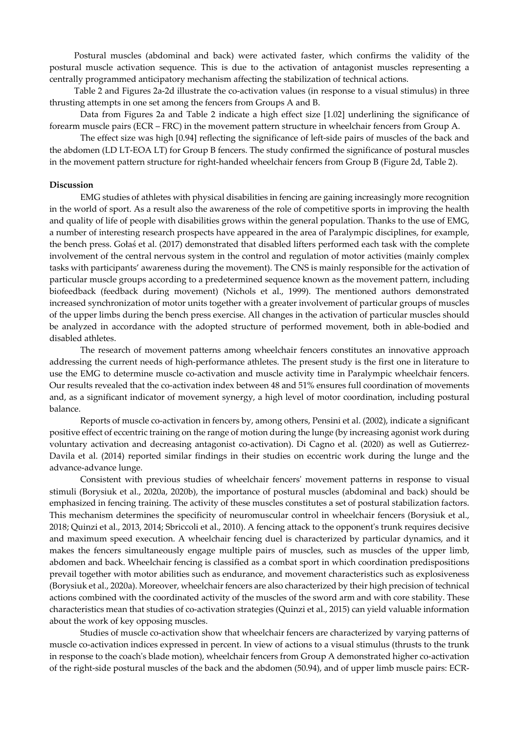Postural muscles (abdominal and back) were activated faster, which confirms the validity of the postural muscle activation sequence. This is due to the activation of antagonist muscles representing a centrally programmed anticipatory mechanism affecting the stabilization of technical actions.

Table 2 and Figures 2a-2d illustrate the co-activation values (in response to a visual stimulus) in three thrusting attempts in one set among the fencers from Groups A and B.

Data from Figures 2a and Table 2 indicate a high effect size [1.02] underlining the significance of forearm muscle pairs (ECR – FRC) in the movement pattern structure in wheelchair fencers from Group A.

The effect size was high [0.94] reflecting the significance of left-side pairs of muscles of the back and the abdomen (LD LT-EOA LT) for Group B fencers. The study confirmed the significance of postural muscles in the movement pattern structure for right-handed wheelchair fencers from Group B (Figure 2d, Table 2).

**Discussion**

EMG studies of athletes with physical disabilities in fencing are gaining increasingly more recognition in the world of sport. As a result also the awareness of the role of competitive sports in improving the health and quality of life of people with disabilities grows within the general population. Thanks to the use of EMG, a number of interesting research prospects have appeared in the area of Paralympic disciplines, for example, the bench press. Gołaś et al. (2017) demonstrated that disabled lifters performed each task with the complete involvement of the central nervous system in the control and regulation of motor activities (mainly complex tasks with participants' awareness during the movement). The CNS is mainly responsible for the activation of particular muscle groups according to a predetermined sequence known as the movement pattern, including biofeedback (feedback during movement) (Nichols et al., 1999). The mentioned authors demonstrated increased synchronization of motor units together with a greater involvement of particular groups of muscles of the upper limbs during the bench press exercise. All changes in the activation of particular muscles should be analyzed in accordance with the adopted structure of performed movement, both in able-bodied and disabled athletes.

The research of movement patterns among wheelchair fencers constitutes an innovative approach addressing the current needs of high-performance athletes. The present study is the first one in literature to use the EMG to determine muscle co-activation and muscle activity time in Paralympic wheelchair fencers. Our results revealed that the co-activation index between 48 and 51% ensures full coordination of movements and, as a significant indicator of movement synergy, a high level of motor coordination, including postural balance.

Reports of muscle co-activation in fencers by, among others, Pensini et al. (2002), indicate a significant positive effect of eccentric training on the range of motion during the lunge (by increasing agonist work during voluntary activation and decreasing antagonist co-activation). Di Cagno et al. (2020) as well as Gutierrez-Davila et al. (2014) reported similar findings in their studies on eccentric work during the lunge and the advance-advance lunge.

Consistent with previous studies of wheelchair fencers' movement patterns in response to visual stimuli (Borysiuk et al., 2020a, 2020b), the importance of postural muscles (abdominal and back) should be emphasized in fencing training. The activity of these muscles constitutes a set of postural stabilization factors. This mechanism determines the specificity of neuromuscular control in wheelchair fencers (Borysiuk et al., 2018; Quinzi et al., 2013, 2014; Sbriccoli et al., 2010). A fencing attack to the opponent's trunk requires decisive and maximum speed execution. A wheelchair fencing duel is characterized by particular dynamics, and it makes the fencers simultaneously engage multiple pairs of muscles, such as muscles of the upper limb, abdomen and back. Wheelchair fencing is classified as a combat sport in which coordination predispositions prevail together with motor abilities such as endurance, and movement characteristics such as explosiveness (Borysiuk et al., 2020a). Moreover, wheelchair fencers are also characterized by their high precision of technical actions combined with the coordinated activity of the muscles of the sword arm and with core stability. These characteristics mean that studies of co-activation strategies (Quinzi et al., 2015) can yield valuable information about the work of key opposing muscles.

Studies of muscle co-activation show that wheelchair fencers are characterized by varying patterns of muscle co-activation indices expressed in percent. In view of actions to a visual stimulus (thrusts to the trunk in response to the coach's blade motion), wheelchair fencers from Group A demonstrated higher co-activation of the right-side postural muscles of the back and the abdomen (50.94), and of upper limb muscle pairs: ECR-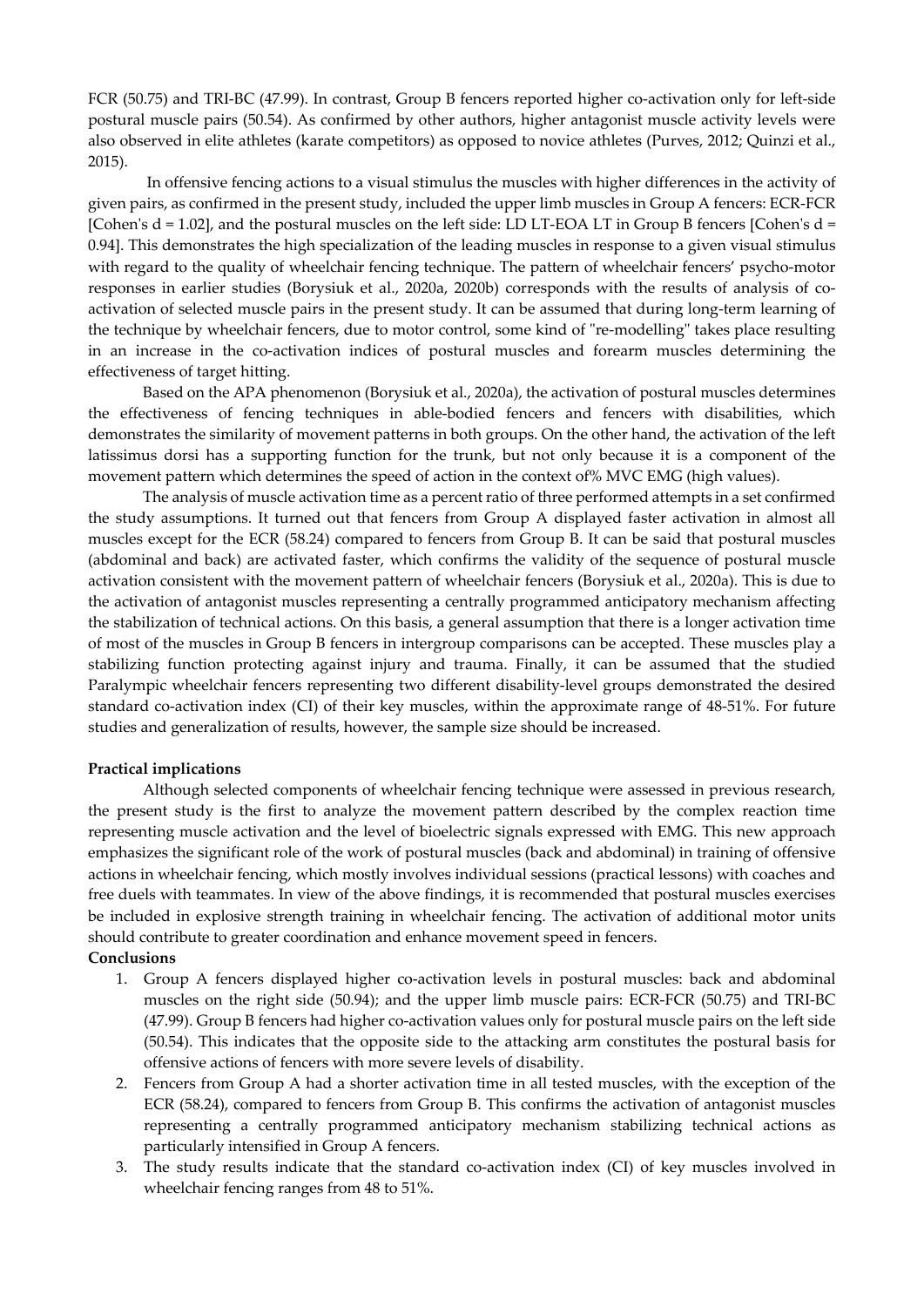FCR (50.75) and TRI-BC (47.99). In contrast, Group B fencers reported higher co-activation only for left-side postural muscle pairs (50.54). As confirmed by other authors, higher antagonist muscle activity levels were also observed in elite athletes (karate competitors) as opposed to novice athletes (Purves, 2012; Quinzi et al., 2015).

In offensive fencing actions to a visual stimulus the muscles with higher differences in the activity of given pairs, as confirmed in the present study, included the upper limb muscles in Group A fencers: ECR-FCR [Cohen's d = 1.02], and the postural muscles on the left side: LD LT-EOA LT in Group B fencers [Cohen's d = 0.94]. This demonstrates the high specialization of the leading muscles in response to a given visual stimulus with regard to the quality of wheelchair fencing technique. The pattern of wheelchair fencers' psycho-motor responses in earlier studies (Borysiuk et al., 2020a, 2020b) corresponds with the results of analysis of co-activation of selected muscle pairs in the present study. It can be assumed that during long-term learning of the technique by wheelchair fencers, due to motor control, some kind of "re-modelling" takes place resulting in an increase in the co-activation indices of postural muscles and forearm muscles determining the effectiveness of target hitting.

Based on the APA phenomenon (Borysiuk et al., 2020a), the activation of postural muscles determines the effectiveness of fencing techniques in able-bodied fencers and fencers with disabilities, which demonstrates the similarity of movement patterns in both groups. On the other hand, the activation of the left latissimus dorsi has a supporting function for the trunk, but not only because it is a component of the movement pattern which determines the speed of action in the context of% MVC EMG (high values).

The analysis of muscle activation time as a percent ratio of three performed attempts in a set confirmed the study assumptions. It turned out that fencers from Group A displayed faster activation in almost all muscles except for the ECR (58.24) compared to fencers from Group B. It can be said that postural muscles (abdominal and back) are activated faster, which confirms the validity of the sequence of postural muscle activation consistent with the movement pattern of wheelchair fencers (Borysiuk et al., 2020a). This is due to the activation of antagonist muscles representing a centrally programmed anticipatory mechanism affecting the stabilization of technical actions. On this basis, a general assumption that there is a longer activation time of most of the muscles in Group B fencers in intergroup comparisons can be accepted. These muscles play a stabilizing function protecting against injury and trauma. Finally, it can be assumed that the studied Paralympic wheelchair fencers representing two different disability-level groups demonstrated the desired standard co-activation index (CI) of their key muscles, within the approximate range of 48-51%. For future studies and generalization of results, however, the sample size should be increased.

**Practical implications**

Although selected components of wheelchair fencing technique were assessed in previous research, the present study is the first to analyze the movement pattern described by the complex reaction time representing muscle activation and the level of bioelectric signals expressed with EMG. This new approach emphasizes the significant role of the work of postural muscles (back and abdominal) in training of offensive actions in wheelchair fencing, which mostly involves individual sessions (practical lessons) with coaches and free duels with teammates. In view of the above findings, it is recommended that postural muscles exercises be included in explosive strength training in wheelchair fencing. The activation of additional motor units should contribute to greater coordination and enhance movement speed in fencers.

**Conclusions**

1. Group A fencers displayed higher co-activation levels in postural muscles: back and abdominal muscles on the right side (50.94); and the upper limb muscle pairs: ECR-FCR (50.75) and TRI-BC (47.99). Group B fencers had higher co-activation values only for postural muscle pairs on the left side (50.54). This indicates that the opposite side to the attacking arm constitutes the postural basis for offensive actions of fencers with more severe levels of disability.
2. Fencers from Group A had a shorter activation time in all tested muscles, with the exception of the ECR (58.24), compared to fencers from Group B. This confirms the activation of antagonist muscles representing a centrally programmed anticipatory mechanism stabilizing technical actions as particularly intensified in Group A fencers.
3. The study results indicate that the standard co-activation index (CI) of key muscles involved in wheelchair fencing ranges from 48 to 51%.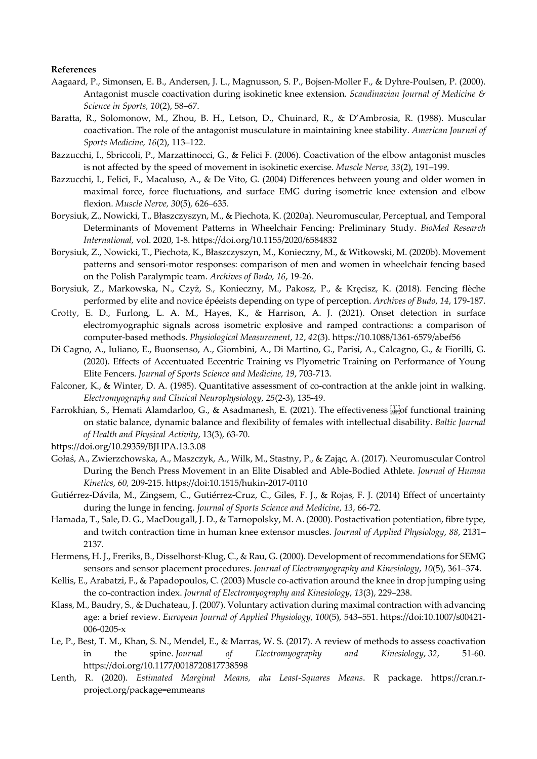**References**

Aagaard, P., Simonsen, E. B., Andersen, J. L., Magnusson, S. P., Bojsen-Moller F., & Dyhre-Poulsen, P. (2000). Antagonist muscle coactivation during isokinetic knee extension. *Scandinavian Journal of Medicine & Science in Sports, 10*(2), 58–67.

Baratta, R., Solomonow, M., Zhou, B. H., Letson, D., Chuinard, R., & D'Ambrosia, R. (1988). Muscular coactivation. The role of the antagonist musculature in maintaining knee stability. *American Journal of Sports Medicine, 16*(2), 113–122.

Bazzucchi, I., Sbriccoli, P., Marzattinocci, G., & Felici F. (2006). Coactivation of the elbow antagonist muscles is not affected by the speed of movement in isokinetic exercise. *Muscle Nerve, 33*(2), 191–199.

Bazzucchi, I., Felici, F., Macaluso, A., & De Vito, G. (2004) Differences between young and older women in maximal force, force fluctuations, and surface EMG during isometric knee extension and elbow flexion. *Muscle Nerve, 30*(5), 626–635.

Borysiuk, Z., Nowicki, T., Błaszczyszyn, M., & Piechota, K. (2020a). Neuromuscular, Perceptual, and Temporal Determinants of Movement Patterns in Wheelchair Fencing: Preliminary Study. *BioMed Research International,* vol. 2020, 1-8. https://doi.org/10.1155/2020/6584832

Borysiuk, Z., Nowicki, T., Piechota, K., Błaszczyszyn, M., Konieczny, M., & Witkowski, M. (2020b). Movement patterns and sensori-motor responses: comparison of men and women in wheelchair fencing based on the Polish Paralympic team. *Archives of Budo, 16*, 19-26.

Borysiuk, Z., Markowska, N., Czyż, S., Konieczny, M., Pakosz, P., & Kręcisz, K. (2018). Fencing flèche performed by elite and novice épéeists depending on type of perception. *Archives of Budo*, *14*, 179-187.

Crotty, E. D., Furlong, L. A. M., Hayes, K., & Harrison, A. J. (2021). Onset detection in surface electromyographic signals across isometric explosive and ramped contractions: a comparison of computer-based methods. *Physiological Measurement*, *12*, *42*(3). https://10.1088/1361-6579/abef56

Di Cagno, A., Iuliano, E., Buonsenso, A., Giombini, A., Di Martino, G., Parisi, A., Calcagno, G., & Fiorilli, G. (2020). Effects of Accentuated Eccentric Training vs Plyometric Training on Performance of Young Elite Fencers. *Journal of Sports Science and Medicine, 19*, 703-713.

Falconer, K., & Winter, D. A. (1985). Quantitative assessment of co-contraction at the ankle joint in walking. *Electromyography and Clinical Neurophysiology*, *25*(2-3), 135-49.

Farrokhian, S., Hemati Alamdarloo, G., & Asadmanesh, E. (2021). The effectiveness of functional training on static balance, dynamic balance and flexibility of females with intellectual disability. *Baltic Journal of Health and Physical Activity*, 13(3), 63-70.

https://doi.org/10.29359/BJHPA.13.3.08

Gołaś, A., Zwierzchowska, A., Maszczyk, A., Wilk, M., Stastny, P., & Zając, A. (2017). Neuromuscular Control During the Bench Press Movement in an Elite Disabled and Able-Bodied Athlete. *Journal of Human Kinetics*, *60,* 209-215. https://doi:10.1515/hukin-2017-0110

Gutiérrez-Dávila, M., Zingsem, C., Gutiérrez-Cruz, C., Giles, F. J., & Rojas, F. J. (2014) Effect of uncertainty during the lunge in fencing. *Journal of Sports Science and Medicine*, *13*, 66-72.

Hamada, T., Sale, D. G., MacDougall, J. D., & Tarnopolsky, M. A. (2000). Postactivation potentiation, fibre type, and twitch contraction time in human knee extensor muscles. *Journal of Applied Physiology*, *88*, 2131–2137.

Hermens, H. J., Freriks, B., Disselhorst-Klug, C., & Rau, G. (2000). Development of recommendations for SEMG sensors and sensor placement procedures. *Journal of Electromyography and Kinesiology*, *10*(5), 361–374.

Kellis, E., Arabatzi, F., & Papadopoulos, C. (2003) Muscle co-activation around the knee in drop jumping using the co-contraction index. *Journal of Electromyography and Kinesiology*, *13*(3), 229–238.

Klass, M., Baudry, S., & Duchateau, J. (2007). Voluntary activation during maximal contraction with advancing age: a brief review. *European Journal of Applied Physiology*, *100*(5), 543–551. https://doi:10.1007/s00421-006-0205-x

Le, P., Best, T. M., Khan, S. N., Mendel, E., & Marras, W. S. (2017). A review of methods to assess coactivation in the spine. *Journal of Electromyography and Kinesiology*, *32*, 51-60. https://doi.org/10.1177/0018720817738598

Lenth, R. (2020). *Estimated Marginal Means, aka Least-Squares Means*. R package. https://cran.r-project.org/package=emmeans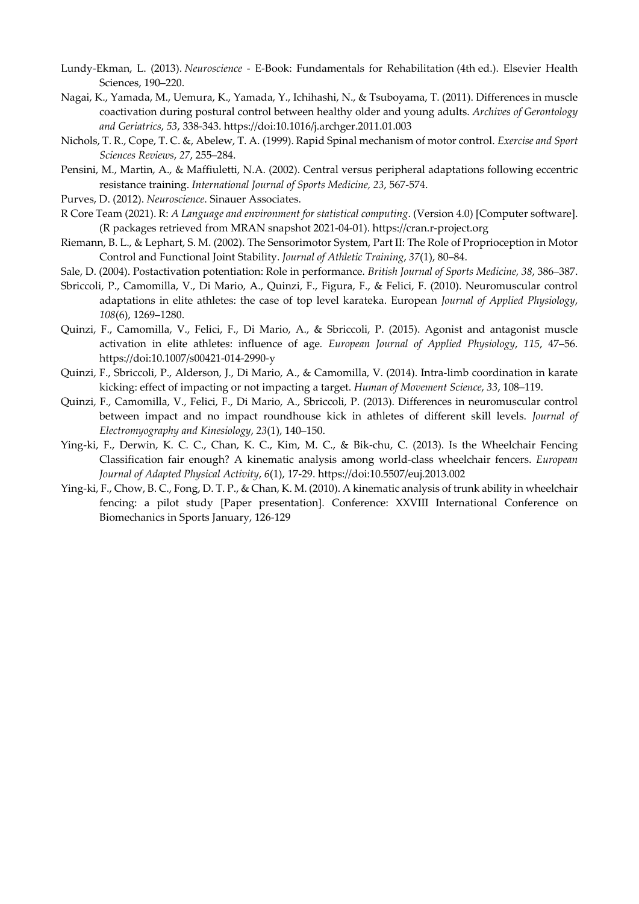Lundy-Ekman, L. (2013). *Neuroscience* - E-Book: Fundamentals for Rehabilitation (4th ed.). Elsevier Health Sciences, 190–220.

Nagai, K., Yamada, M., Uemura, K., Yamada, Y., Ichihashi, N., & Tsuboyama, T. (2011). Differences in muscle coactivation during postural control between healthy older and young adults. *Archives of Gerontology and Geriatrics*, *53*, 338-343. https://doi:10.1016/j.archger.2011.01.003

Nichols, T. R., Cope, T. C. &, Abelew, T. A. (1999). Rapid Spinal mechanism of motor control. *Exercise and Sport Sciences Reviews*, *27*, 255–284.

Pensini, M., Martin, A., & Maffiuletti, N.A. (2002). Central versus peripheral adaptations following eccentric resistance training. *International Journal of Sports Medicine, 23*, 567-574.

Purves, D. (2012). *Neuroscience*. Sinauer Associates.

R Core Team (2021). R: *A Language and environment for statistical computing*. (Version 4.0) [Computer software]. (R packages retrieved from MRAN snapshot 2021-04-01). https://cran.r-project.org

Riemann, B. L., & Lephart, S. M. (2002). The Sensorimotor System, Part II: The Role of Proprioception in Motor Control and Functional Joint Stability. *Journal of Athletic Training*, *37*(1), 80–84.

Sale, D. (2004). Postactivation potentiation: Role in performance. *British Journal of Sports Medicine, 38*, 386–387.

Sbriccoli, P., Camomilla, V., Di Mario, A., Quinzi, F., Figura, F., & Felici, F. (2010). Neuromuscular control adaptations in elite athletes: the case of top level karateka. European *Journal of Applied Physiology*, *108*(6), 1269–1280.

Quinzi, F., Camomilla, V., Felici, F., Di Mario, A., & Sbriccoli, P. (2015). Agonist and antagonist muscle activation in elite athletes: influence of age. *European Journal of Applied Physiology*, *115*, 47–56. https://doi:10.1007/s00421-014-2990-y

Quinzi, F., Sbriccoli, P., Alderson, J., Di Mario, A., & Camomilla, V. (2014). Intra-limb coordination in karate kicking: effect of impacting or not impacting a target. *Human of Movement Science*, *33*, 108–119.

Quinzi, F., Camomilla, V., Felici, F., Di Mario, A., Sbriccoli, P. (2013). Differences in neuromuscular control between impact and no impact roundhouse kick in athletes of different skill levels. *Journal of Electromyography and Kinesiology*, *23*(1), 140–150.

Ying-ki, F., Derwin, K. C. C., Chan, K. C., Kim, M. C., & Bik-chu, C. (2013). Is the Wheelchair Fencing Classification fair enough? A kinematic analysis among world-class wheelchair fencers. *European Journal of Adapted Physical Activity*, *6*(1), 17-29. https://doi:10.5507/euj.2013.002

Ying-ki, F., Chow, B. C., Fong, D. T. P., & Chan, K. M. (2010). A kinematic analysis of trunk ability in wheelchair fencing: a pilot study [Paper presentation]. Conference: XXVIII International Conference on Biomechanics in Sports January, 126-129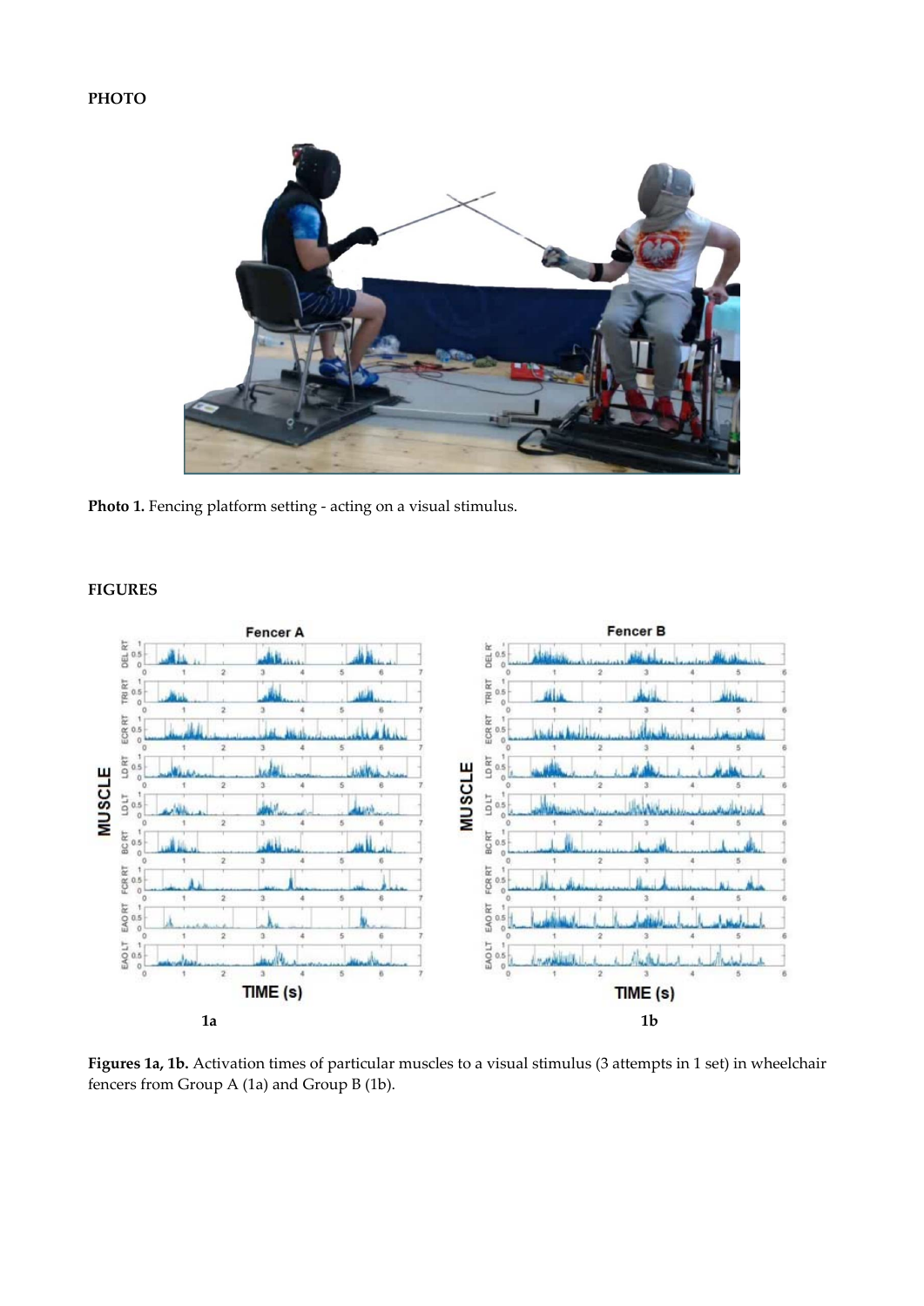**PHOTO**

**Photo 1.** Fencing platform setting - acting on a visual stimulus.

**FIGURES**

**Figures 1a, 1b.** Activation times of particular muscles to a visual stimulus (3 attempts in 1 set) in wheelchair fencers from Group A (1a) and Group B (1b).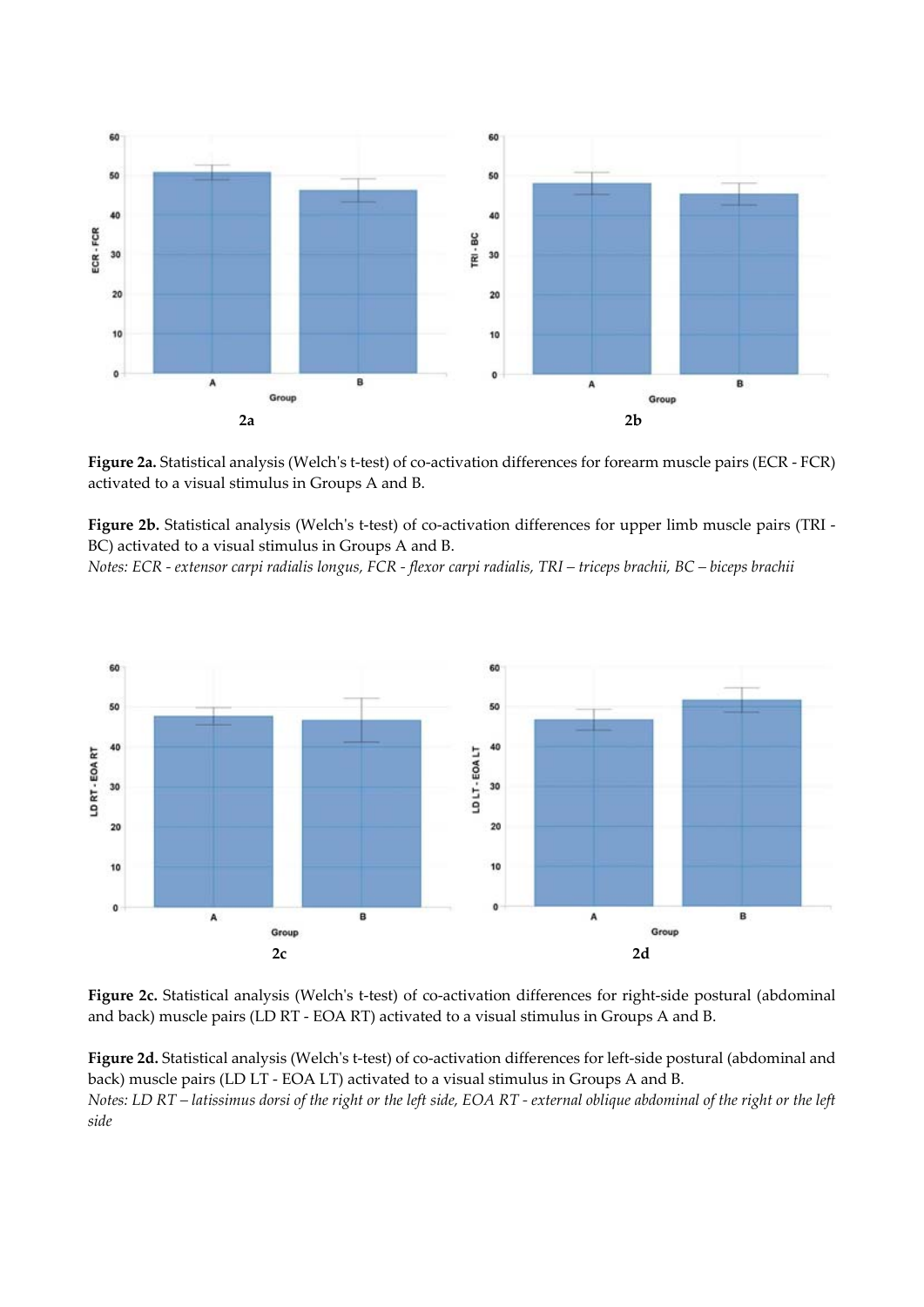**Figure 2a.** Statistical analysis (Welch's t-test) of co-activation differences for forearm muscle pairs (ECR - FCR) activated to a visual stimulus in Groups A and B.

**Figure 2b.** Statistical analysis (Welch's t-test) of co-activation differences for upper limb muscle pairs (TRI - BC) activated to a visual stimulus in Groups A and B.

*Notes: ECR - extensor carpi radialis longus, FCR - flexor carpi radialis, TRI – triceps brachii, BC – biceps brachii*

**Figure 2c.** Statistical analysis (Welch's t-test) of co-activation differences for right-side postural (abdominal and back) muscle pairs (LD RT - EOA RT) activated to a visual stimulus in Groups A and B.

**Figure 2d.** Statistical analysis (Welch's t-test) of co-activation differences for left-side postural (abdominal and back) muscle pairs (LD LT - EOA LT) activated to a visual stimulus in Groups A and B.

*Notes: LD RT – latissimus dorsi of the right or the left side, EOA RT - external oblique abdominal of the right or the left side*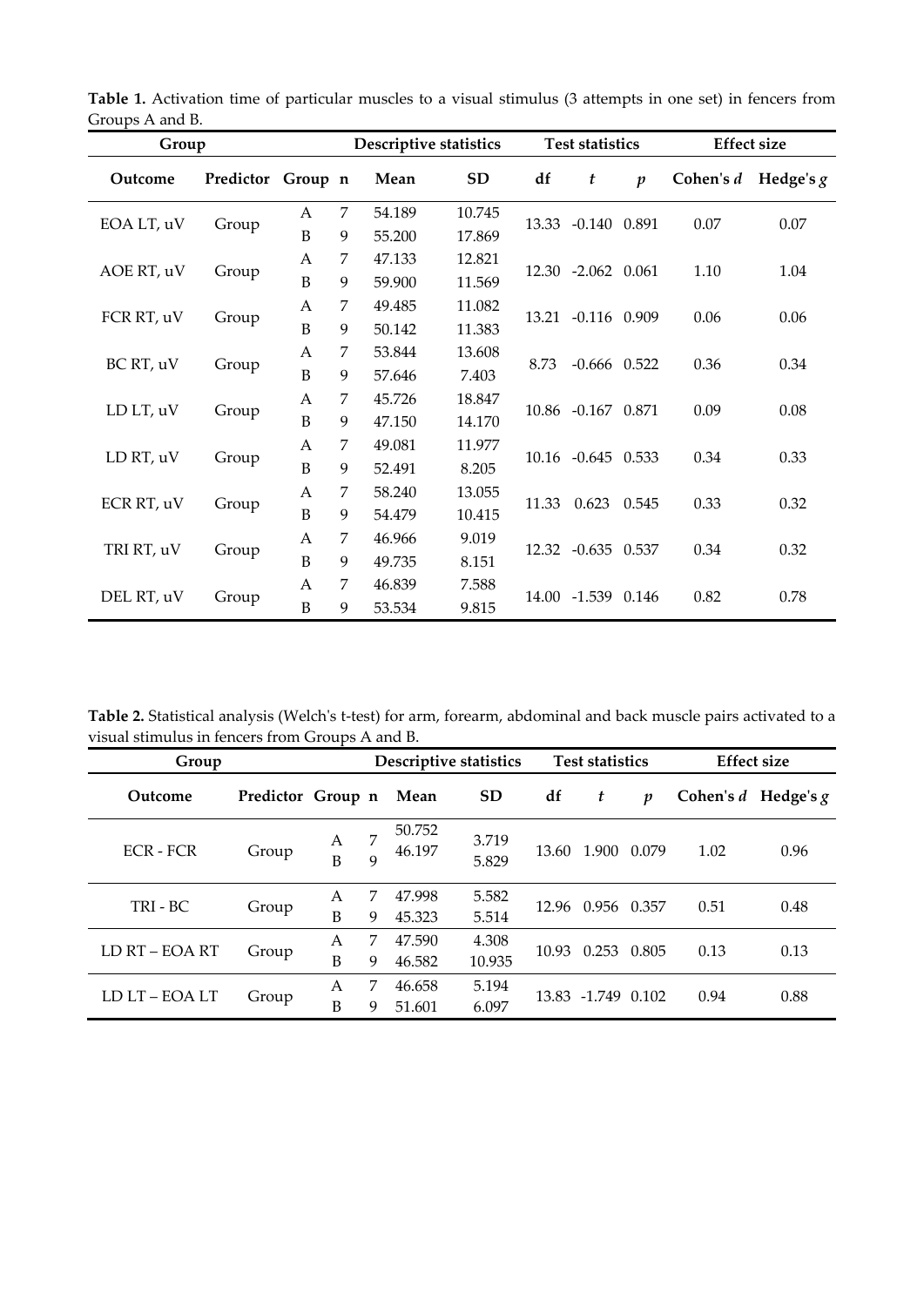**Table 1.** Activation time of particular muscles to a visual stimulus (3 attempts in one set) in fencers from Groups A and B.

| Group | | | | Descriptive statistics | | Test statistics | | | Effect size | |
|---|---|---|---|---|---|---|---|---|---|---|
| Outcome | Predictor | Group | n | Mean | SD | df | *t* | *p* | Cohen's *d* | Hedge's *g* |
| EOA LT, uV | Group | A | 7 | 54.189 | 10.745 | 13.33 | -0.140 | 0.891 | 0.07 | 0.07 |
| | | B | 9 | 55.200 | 17.869 | | | | | |
| AOE RT, uV | Group | A | 7 | 47.133 | 12.821 | 12.30 | -2.062 | 0.061 | 1.10 | 1.04 |
| | | B | 9 | 59.900 | 11.569 | | | | | |
| FCR RT, uV | Group | A | 7 | 49.485 | 11.082 | 13.21 | -0.116 | 0.909 | 0.06 | 0.06 |
| | | B | 9 | 50.142 | 11.383 | | | | | |
| BC RT, uV | Group | A | 7 | 53.844 | 13.608 | 8.73 | -0.666 | 0.522 | 0.36 | 0.34 |
| | | B | 9 | 57.646 | 7.403 | | | | | |
| LD LT, uV | Group | A | 7 | 45.726 | 18.847 | 10.86 | -0.167 | 0.871 | 0.09 | 0.08 |
| | | B | 9 | 47.150 | 14.170 | | | | | |
| LD RT, uV | Group | A | 7 | 49.081 | 11.977 | 10.16 | -0.645 | 0.533 | 0.34 | 0.33 |
| | | B | 9 | 52.491 | 8.205 | | | | | |
| ECR RT, uV | Group | A | 7 | 58.240 | 13.055 | 11.33 | 0.623 | 0.545 | 0.33 | 0.32 |
| | | B | 9 | 54.479 | 10.415 | | | | | |
| TRI RT, uV | Group | A | 7 | 46.966 | 9.019 | 12.32 | -0.635 | 0.537 | 0.34 | 0.32 |
| | | B | 9 | 49.735 | 8.151 | | | | | |
| DEL RT, uV | Group | A | 7 | 46.839 | 7.588 | 14.00 | -1.539 | 0.146 | 0.82 | 0.78 |
| | | B | 9 | 53.534 | 9.815 | | | | | |

**Table 2.** Statistical analysis (Welch's t-test) for arm, forearm, abdominal and back muscle pairs activated to a visual stimulus in fencers from Groups A and B.

| Group | | | | Descriptive statistics | | Test statistics | | | Effect size | |
|---|---|---|---|---|---|---|---|---|---|---|
| Outcome | Predictor | Group | n | Mean | SD | df | *t* | *p* | Cohen's *d* | Hedge's *g* |
| ECR - FCR | Group | A | 7 | 50.752 | 3.719 | 13.60 | 1.900 | 0.079 | 1.02 | 0.96 |
| | | B | 9 | 46.197 | 5.829 | | | | | |
| TRI - BC | Group | A | 7 | 47.998 | 5.582 | 12.96 | 0.956 | 0.357 | 0.51 | 0.48 |
| | | B | 9 | 45.323 | 5.514 | | | | | |
| LD RT – EOA RT | Group | A | 7 | 47.590 | 4.308 | 10.93 | 0.253 | 0.805 | 0.13 | 0.13 |
| | | B | 9 | 46.582 | 10.935 | | | | | |
| LD LT – EOA LT | Group | A | 7 | 46.658 | 5.194 | 13.83 | -1.749 | 0.102 | 0.94 | 0.88 |
| | | B | 9 | 51.601 | 6.097 | | | | | |